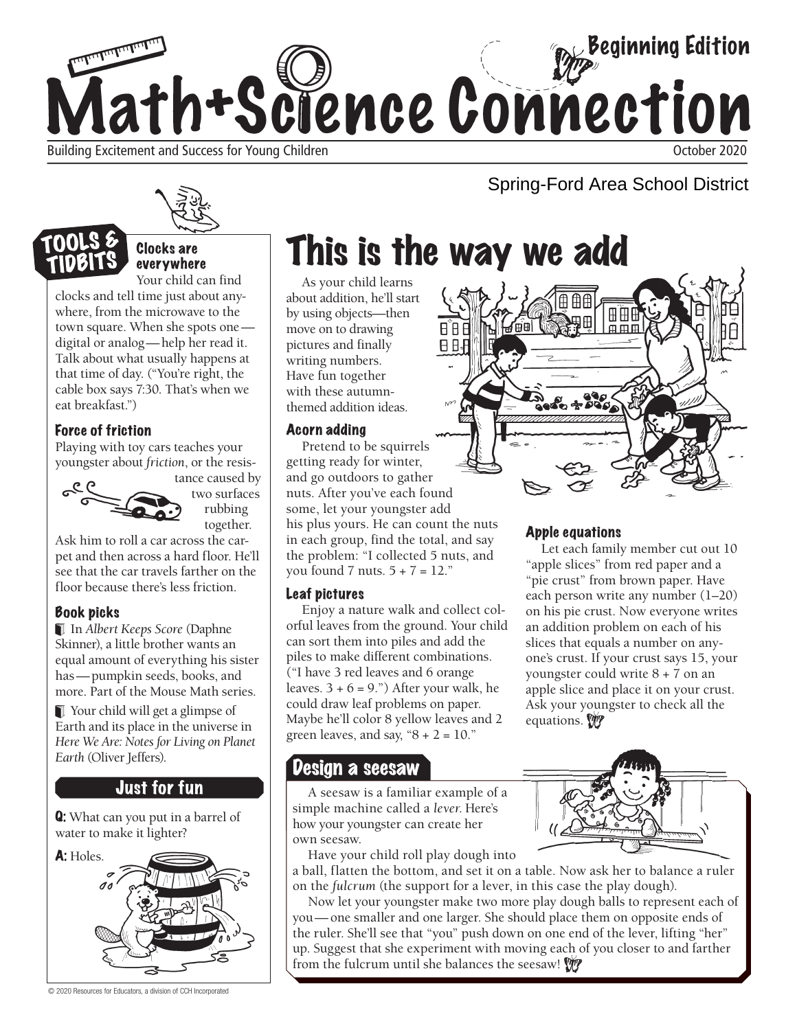# Math+Science Connection

Beginning Edition

Building Excitement and Success for Young Children

October 2020

Spring-Ford Area School District

## TOOLS & TIDBITS

### Clocks are everywhere

Your child can find clocks and tell time just about anywhere, from the microwave to the town square. When she spots one—digital or analog—help her read it. Talk about what usually happens at that time of day. ("You're right, the cable box says 7:30. That's when we eat breakfast.")

### Force of friction

Playing with toy cars teaches your youngster about *friction*, or the resistance caused by two surfaces rubbing together. Ask him to roll a car across the carpet and then across a hard floor. He'll see that the car travels farther on the floor because there's less friction.

### Book picks

- In *Albert Keeps Score* (Daphne Skinner), a little brother wants an equal amount of everything his sister has—pumpkin seeds, books, and more. Part of the Mouse Math series.
- Your child will get a glimpse of Earth and its place in the universe in *Here We Are: Notes for Living on Planet Earth* (Oliver Jeffers).

### Just for fun

**Q:** What can you put in a barrel of water to make it lighter?

**A:** Holes.

# This is the way we add

As your child learns about addition, he'll start by using objects—then move on to drawing pictures and finally writing numbers. Have fun together with these autumn-themed addition ideas.

### Acorn adding

Pretend to be squirrels getting ready for winter, and go outdoors to gather nuts. After you've each found some, let your youngster add his plus yours. He can count the nuts in each group, find the total, and say the problem: "I collected 5 nuts, and you found 7 nuts. $5 + 7 = 12$."

### Leaf pictures

Enjoy a nature walk and collect colorful leaves from the ground. Your child can sort them into piles and add the piles to make different combinations. ("I have 3 red leaves and 6 orange leaves. $3 + 6 = 9$.") After your walk, he could draw leaf problems on paper. Maybe he'll color 8 yellow leaves and 2 green leaves, and say, "$8 + 2 = 10$."

### Apple equations

Let each family member cut out 10 "apple slices" from red paper and a "pie crust" from brown paper. Have each person write any number (1–20) on his pie crust. Now everyone writes an addition problem on each of his slices that equals a number on anyone's crust. If your crust says 15, your youngster could write $8 + 7$ on an apple slice and place it on your crust. Ask your youngster to check all the equations.

## Design a seesaw

A seesaw is a familiar example of a simple machine called a *lever*. Here's how your youngster can create her own seesaw.

Have your child roll play dough into a ball, flatten the bottom, and set it on a table. Now ask her to balance a ruler on the *fulcrum* (the support for a lever, in this case the play dough).

Now let your youngster make two more play dough balls to represent each of you—one smaller and one larger. She should place them on opposite ends of the ruler. She'll see that "you" push down on one end of the lever, lifting "her" up. Suggest that she experiment with moving each of you closer to and farther from the fulcrum until she balances the seesaw!

© 2020 Resources for Educators, a division of CCH Incorporated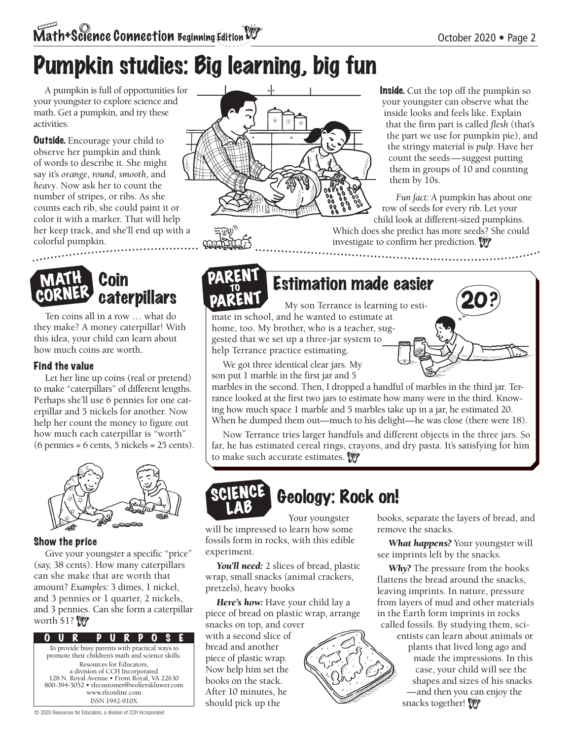# Pumpkin studies: Big learning, big fun

A pumpkin is full of opportunities for your youngster to explore science and math. Get a pumpkin, and try these activities.

**Outside.** Encourage your child to observe her pumpkin and think of words to describe it. She might say it's *orange*, *round*, *smooth*, and *heavy*. Now ask her to count the number of stripes, or ribs. As she counts each rib, she could paint it or color it with a marker. That will help her keep track, and she'll end up with a colorful pumpkin.

**Inside.** Cut the top off the pumpkin so your youngster can observe what the inside looks and feels like. Explain that the firm part is called *flesh* (that's the part we use for pumpkin pie), and the stringy material is *pulp*. Have her count the seeds—suggest putting them in groups of 10 and counting them by 10s.

*Fun fact:* A pumpkin has about one row of seeds for every rib. Let your child look at different-sized pumpkins. Which does she predict has more seeds? She could investigate to confirm her prediction.

## MATH CORNER: Coin caterpillars

Ten coins all in a row … what do they make? A money caterpillar! With this idea, your child can learn about how much coins are worth.

### Find the value

Let her line up coins (real or pretend) to make "caterpillars" of different lengths. Perhaps she'll use 6 pennies for one caterpillar and 5 nickels for another. Now help her count the money to figure out how much each caterpillar is "worth" (6 pennies = 6 cents, 5 nickels = 25 cents).

### Show the price

Give your youngster a specific "price" (say, 38 cents). How many caterpillars can she make that are worth that amount? *Examples:* 3 dimes, 1 nickel, and 3 pennies or 1 quarter, 2 nickels, and 3 pennies. Can she form a caterpillar worth $1?

## PARENT TO PARENT: Estimation made easier

My son Terrance is learning to estimate in school, and he wanted to estimate at home, too. My brother, who is a teacher, suggested that we set up a three-jar system to help Terrance practice estimating.

We got three identical clear jars. My son put 1 marble in the first jar and 5 marbles in the second. Then, I dropped a handful of marbles in the third jar. Terrance looked at the first two jars to estimate how many were in the third. Knowing how much space 1 marble and 5 marbles take up in a jar, he estimated 20. When he dumped them out—much to his delight—he was close (there were 18).

Now Terrance tries larger handfuls and different objects in the three jars. So far, he has estimated cereal rings, crayons, and dry pasta. It's satisfying for him to make such accurate estimates.

## SCIENCE LAB: Geology: Rock on!

Your youngster will be impressed to learn how some fossils form in rocks, with this edible experiment.

***You'll need:*** 2 slices of bread, plastic wrap, small snacks (animal crackers, pretzels), heavy books

***Here's how:*** Have your child lay a piece of bread on plastic wrap, arrange snacks on top, and cover with a second slice of bread and another piece of plastic wrap. Now help him set the books on the stack. After 10 minutes, he should pick up the books, separate the layers of bread, and remove the snacks.

***What happens?*** Your youngster will see imprints left by the snacks.

***Why?*** The pressure from the books flattens the bread around the snacks, leaving imprints. In nature, pressure from layers of mud and other materials in the Earth form imprints in rocks called fossils. By studying them, scientists can learn about animals or plants that lived long ago and made the impressions. In this case, your child will see the shapes and sizes of his snacks—and then you can enjoy the snacks together!

**OUR PURPOSE**

To provide busy parents with practical ways to promote their children's math and science skills.

Resources for Educators, a division of CCH Incorporated
128 N. Royal Avenue • Front Royal, VA 22630
800-394-5052 • rfecustomer@wolterskluwer.com
www.rfeonline.com
ISSN 1942-910X

© 2020 Resources for Educators, a division of CCH Incorporated